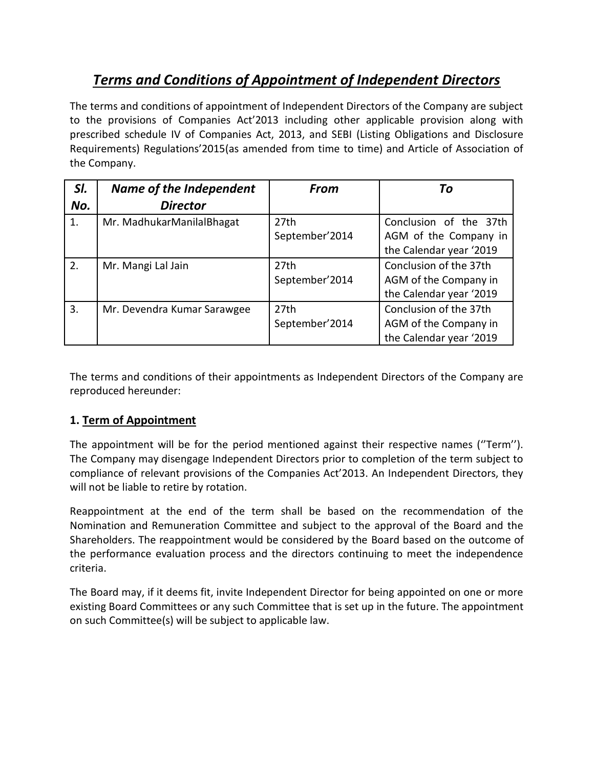# *Terms and Conditions of Appointment of Independent Directors*

The terms and conditions of appointment of Independent Directors of the Company are subject to the provisions of Companies Act'2013 including other applicable provision along with prescribed schedule IV of Companies Act, 2013, and SEBI (Listing Obligations and Disclosure Requirements) Regulations'2015(as amended from time to time) and Article of Association of the Company.

| *Sl. No.* | *Name of the Independent Director* | *From* | *To* |
|---|---|---|---|
| 1. | Mr. MadhukarManilalBhagat | 27th September'2014 | Conclusion of the 37th AGM of the Company in the Calendar year '2019 |
| 2. | Mr. Mangi Lal Jain | 27th September'2014 | Conclusion of the 37th AGM of the Company in the Calendar year '2019 |
| 3. | Mr. Devendra Kumar Sarawgee | 27th September'2014 | Conclusion of the 37th AGM of the Company in the Calendar year '2019 |

The terms and conditions of their appointments as Independent Directors of the Company are reproduced hereunder:

## 1. Term of Appointment

The appointment will be for the period mentioned against their respective names (''Term''). The Company may disengage Independent Directors prior to completion of the term subject to compliance of relevant provisions of the Companies Act'2013. An Independent Directors, they will not be liable to retire by rotation.

Reappointment at the end of the term shall be based on the recommendation of the Nomination and Remuneration Committee and subject to the approval of the Board and the Shareholders. The reappointment would be considered by the Board based on the outcome of the performance evaluation process and the directors continuing to meet the independence criteria.

The Board may, if it deems fit, invite Independent Director for being appointed on one or more existing Board Committees or any such Committee that is set up in the future. The appointment on such Committee(s) will be subject to applicable law.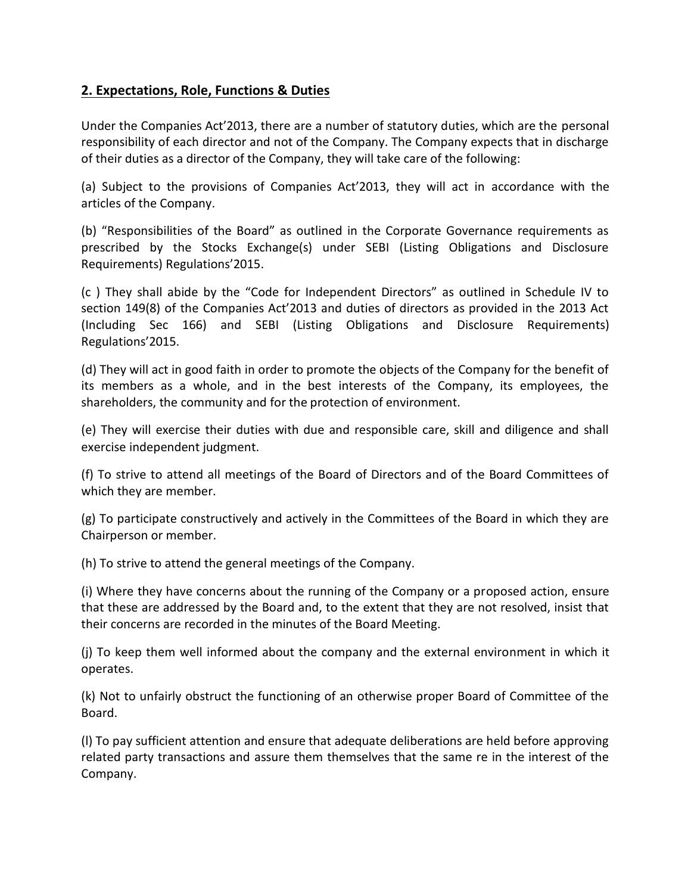## 2. Expectations, Role, Functions & Duties

Under the Companies Act'2013, there are a number of statutory duties, which are the personal responsibility of each director and not of the Company. The Company expects that in discharge of their duties as a director of the Company, they will take care of the following:

(a) Subject to the provisions of Companies Act'2013, they will act in accordance with the articles of the Company.

(b) "Responsibilities of the Board" as outlined in the Corporate Governance requirements as prescribed by the Stocks Exchange(s) under SEBI (Listing Obligations and Disclosure Requirements) Regulations'2015.

(c ) They shall abide by the "Code for Independent Directors" as outlined in Schedule IV to section 149(8) of the Companies Act'2013 and duties of directors as provided in the 2013 Act (Including Sec 166) and SEBI (Listing Obligations and Disclosure Requirements) Regulations'2015.

(d) They will act in good faith in order to promote the objects of the Company for the benefit of its members as a whole, and in the best interests of the Company, its employees, the shareholders, the community and for the protection of environment.

(e) They will exercise their duties with due and responsible care, skill and diligence and shall exercise independent judgment.

(f) To strive to attend all meetings of the Board of Directors and of the Board Committees of which they are member.

(g) To participate constructively and actively in the Committees of the Board in which they are Chairperson or member.

(h) To strive to attend the general meetings of the Company.

(i) Where they have concerns about the running of the Company or a proposed action, ensure that these are addressed by the Board and, to the extent that they are not resolved, insist that their concerns are recorded in the minutes of the Board Meeting.

(j) To keep them well informed about the company and the external environment in which it operates.

(k) Not to unfairly obstruct the functioning of an otherwise proper Board of Committee of the Board.

(l) To pay sufficient attention and ensure that adequate deliberations are held before approving related party transactions and assure them themselves that the same re in the interest of the Company.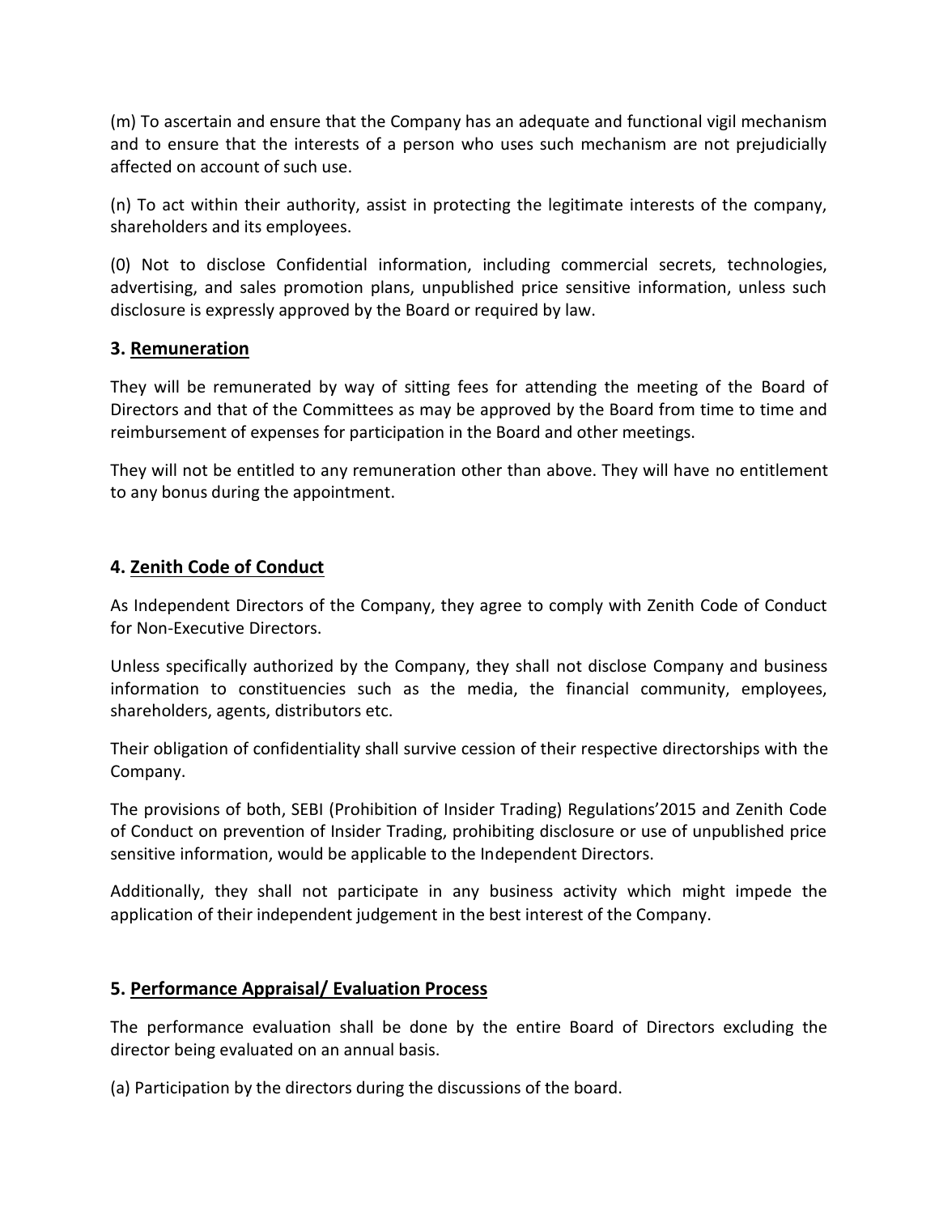(m) To ascertain and ensure that the Company has an adequate and functional vigil mechanism and to ensure that the interests of a person who uses such mechanism are not prejudicially affected on account of such use.

(n) To act within their authority, assist in protecting the legitimate interests of the company, shareholders and its employees.

(0) Not to disclose Confidential information, including commercial secrets, technologies, advertising, and sales promotion plans, unpublished price sensitive information, unless such disclosure is expressly approved by the Board or required by law.

### 3. Remuneration

They will be remunerated by way of sitting fees for attending the meeting of the Board of Directors and that of the Committees as may be approved by the Board from time to time and reimbursement of expenses for participation in the Board and other meetings.

They will not be entitled to any remuneration other than above. They will have no entitlement to any bonus during the appointment.

### 4. Zenith Code of Conduct

As Independent Directors of the Company, they agree to comply with Zenith Code of Conduct for Non-Executive Directors.

Unless specifically authorized by the Company, they shall not disclose Company and business information to constituencies such as the media, the financial community, employees, shareholders, agents, distributors etc.

Their obligation of confidentiality shall survive cession of their respective directorships with the Company.

The provisions of both, SEBI (Prohibition of Insider Trading) Regulations'2015 and Zenith Code of Conduct on prevention of Insider Trading, prohibiting disclosure or use of unpublished price sensitive information, would be applicable to the Independent Directors.

Additionally, they shall not participate in any business activity which might impede the application of their independent judgement in the best interest of the Company.

### 5. Performance Appraisal/ Evaluation Process

The performance evaluation shall be done by the entire Board of Directors excluding the director being evaluated on an annual basis.

(a) Participation by the directors during the discussions of the board.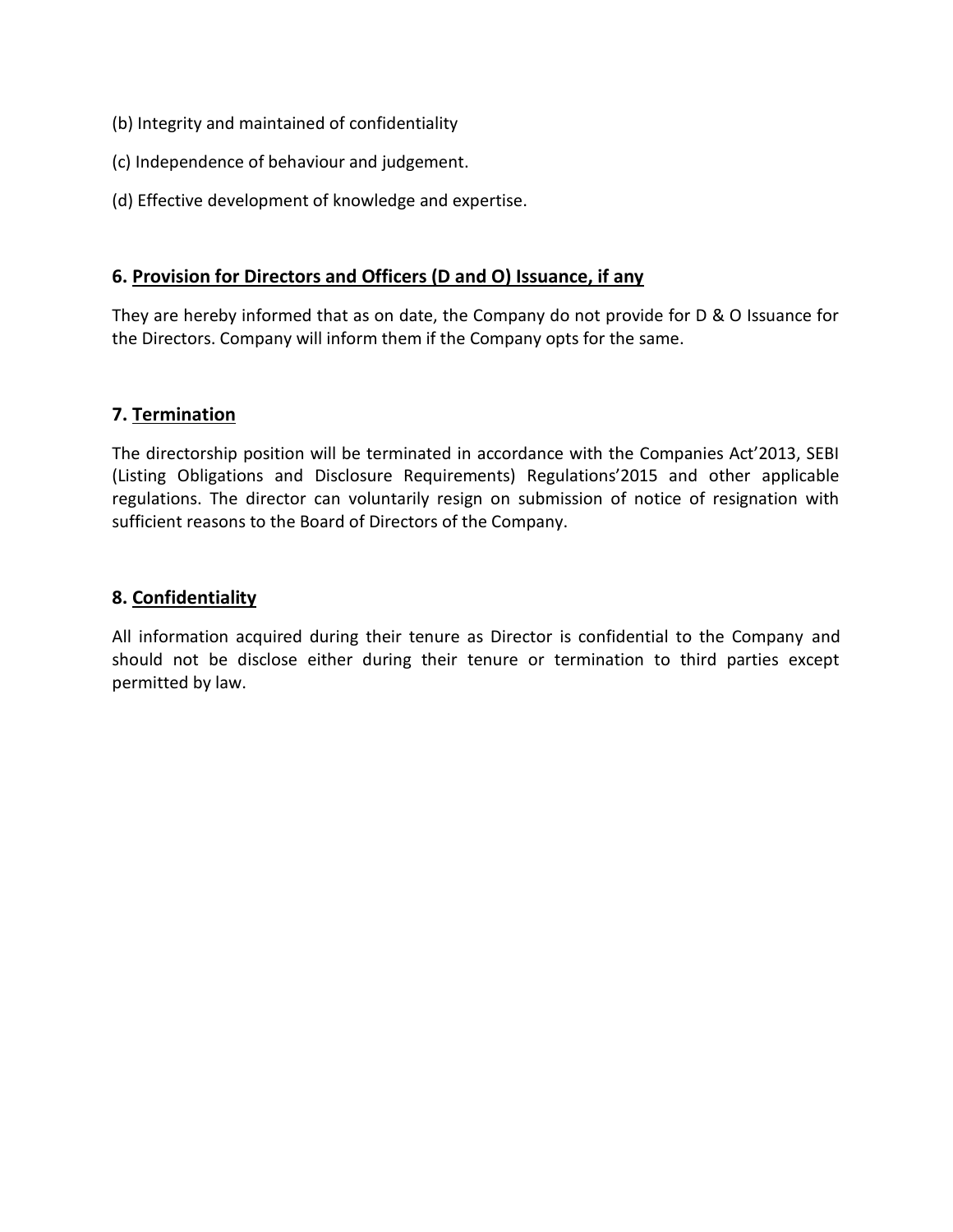(b) Integrity and maintained of confidentiality

(c) Independence of behaviour and judgement.

(d) Effective development of knowledge and expertise.

## 6. Provision for Directors and Officers (D and O) Issuance, if any

They are hereby informed that as on date, the Company do not provide for D & O Issuance for the Directors. Company will inform them if the Company opts for the same.

## 7. Termination

The directorship position will be terminated in accordance with the Companies Act'2013, SEBI (Listing Obligations and Disclosure Requirements) Regulations'2015 and other applicable regulations. The director can voluntarily resign on submission of notice of resignation with sufficient reasons to the Board of Directors of the Company.

## 8. Confidentiality

All information acquired during their tenure as Director is confidential to the Company and should not be disclose either during their tenure or termination to third parties except permitted by law.